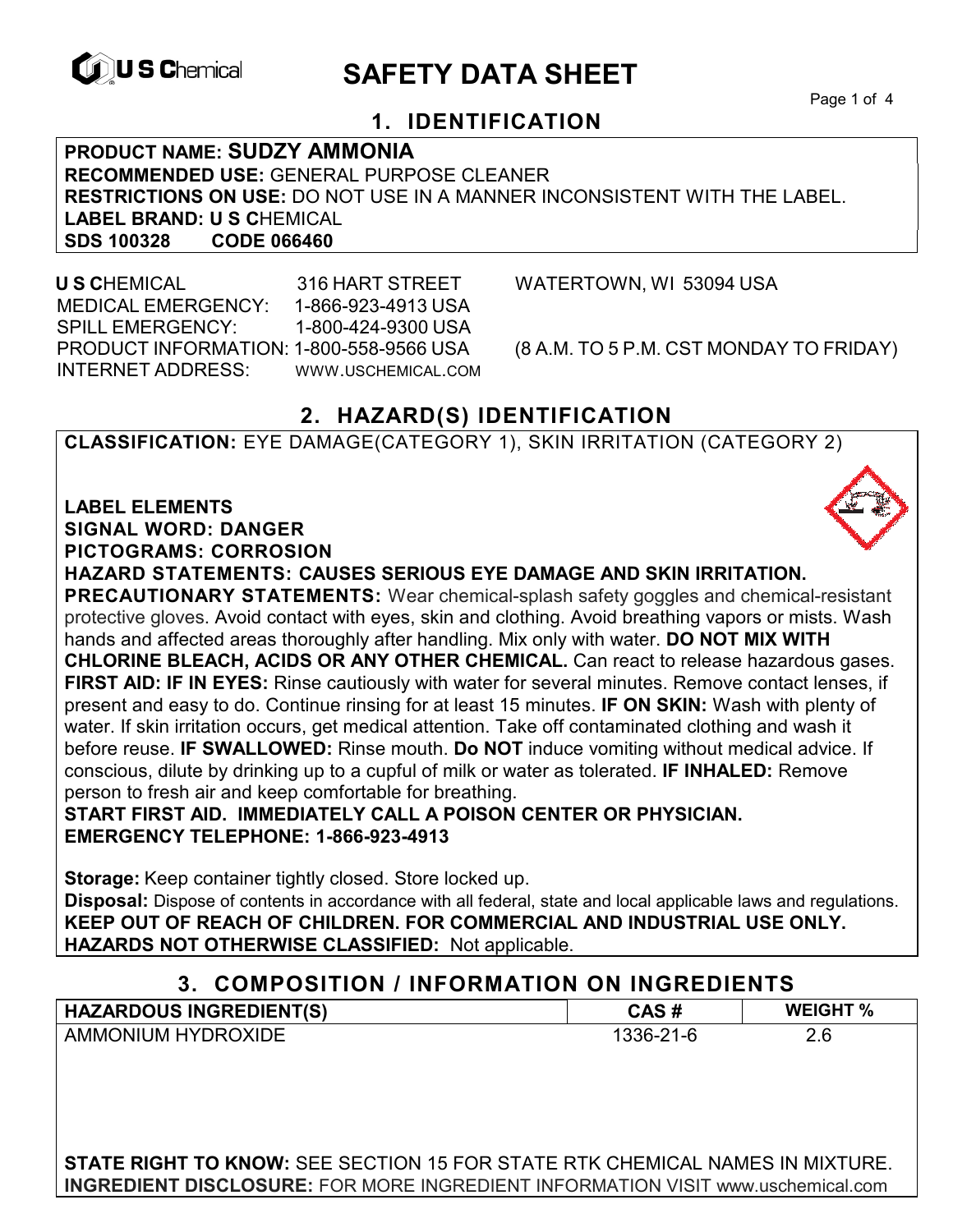# SAFETY DATA SHEET

## 1. IDENTIFICATION

**PRODUCT NAME: SUDZY AMMONIA**
**RECOMMENDED USE:** GENERAL PURPOSE CLEANER
**RESTRICTIONS ON USE:** DO NOT USE IN A MANNER INCONSISTENT WITH THE LABEL.
**LABEL BRAND: U S C**HEMICAL
**SDS 100328 CODE 066460**

**U S C**HEMICAL 316 HART STREET WATERTOWN, WI 53094 USA
MEDICAL EMERGENCY: 1-866-923-4913 USA
SPILL EMERGENCY: 1-800-424-9300 USA
PRODUCT INFORMATION: 1-800-558-9566 USA (8 A.M. TO 5 P.M. CST MONDAY TO FRIDAY)
INTERNET ADDRESS: WWW.USCHEMICAL.COM

## 2. HAZARD(S) IDENTIFICATION

**CLASSIFICATION:** EYE DAMAGE(CATEGORY 1), SKIN IRRITATION (CATEGORY 2)

**LABEL ELEMENTS**
**SIGNAL WORD: DANGER**
**PICTOGRAMS: CORROSION**
**HAZARD STATEMENTS: CAUSES SERIOUS EYE DAMAGE AND SKIN IRRITATION.**
**PRECAUTIONARY STATEMENTS:** Wear chemical-splash safety goggles and chemical-resistant protective gloves. Avoid contact with eyes, skin and clothing. Avoid breathing vapors or mists. Wash hands and affected areas thoroughly after handling. Mix only with water. **DO NOT MIX WITH CHLORINE BLEACH, ACIDS OR ANY OTHER CHEMICAL.** Can react to release hazardous gases. **FIRST AID: IF IN EYES:** Rinse cautiously with water for several minutes. Remove contact lenses, if present and easy to do. Continue rinsing for at least 15 minutes. **IF ON SKIN:** Wash with plenty of water. If skin irritation occurs, get medical attention. Take off contaminated clothing and wash it before reuse. **IF SWALLOWED:** Rinse mouth. **Do NOT** induce vomiting without medical advice. If conscious, dilute by drinking up to a cupful of milk or water as tolerated. **IF INHALED:** Remove person to fresh air and keep comfortable for breathing.
**START FIRST AID. IMMEDIATELY CALL A POISON CENTER OR PHYSICIAN.**
**EMERGENCY TELEPHONE: 1-866-923-4913**

**Storage:** Keep container tightly closed. Store locked up.
**Disposal:** Dispose of contents in accordance with all federal, state and local applicable laws and regulations.
**KEEP OUT OF REACH OF CHILDREN. FOR COMMERCIAL AND INDUSTRIAL USE ONLY.**
**HAZARDS NOT OTHERWISE CLASSIFIED:** Not applicable.

## 3. COMPOSITION / INFORMATION ON INGREDIENTS

| HAZARDOUS INGREDIENT(S) | CAS # | WEIGHT % |
|---|---|---|
| AMMONIUM HYDROXIDE | 1336-21-6 | 2.6 |

**STATE RIGHT TO KNOW:** SEE SECTION 15 FOR STATE RTK CHEMICAL NAMES IN MIXTURE.
**INGREDIENT DISCLOSURE:** FOR MORE INGREDIENT INFORMATION VISIT www.uschemical.com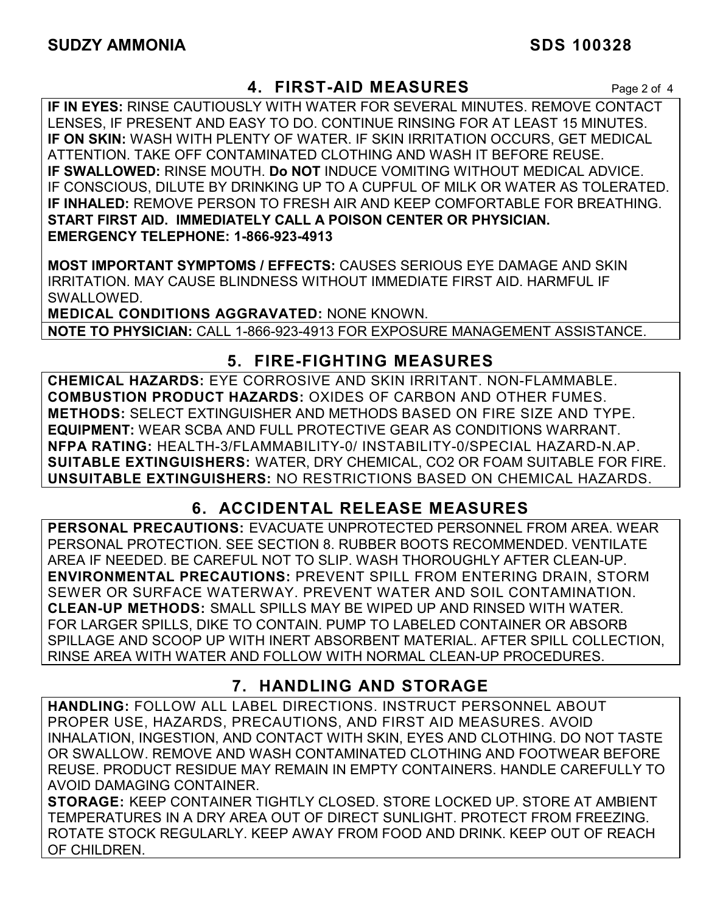## 4. FIRST-AID MEASURES

**IF IN EYES:** RINSE CAUTIOUSLY WITH WATER FOR SEVERAL MINUTES. REMOVE CONTACT LENSES, IF PRESENT AND EASY TO DO. CONTINUE RINSING FOR AT LEAST 15 MINUTES.
**IF ON SKIN:** WASH WITH PLENTY OF WATER. IF SKIN IRRITATION OCCURS, GET MEDICAL ATTENTION. TAKE OFF CONTAMINATED CLOTHING AND WASH IT BEFORE REUSE.
**IF SWALLOWED:** RINSE MOUTH. **Do NOT** INDUCE VOMITING WITHOUT MEDICAL ADVICE. IF CONSCIOUS, DILUTE BY DRINKING UP TO A CUPFUL OF MILK OR WATER AS TOLERATED.
**IF INHALED:** REMOVE PERSON TO FRESH AIR AND KEEP COMFORTABLE FOR BREATHING.
**START FIRST AID. IMMEDIATELY CALL A POISON CENTER OR PHYSICIAN.**
**EMERGENCY TELEPHONE: 1-866-923-4913**

**MOST IMPORTANT SYMPTOMS / EFFECTS:** CAUSES SERIOUS EYE DAMAGE AND SKIN IRRITATION. MAY CAUSE BLINDNESS WITHOUT IMMEDIATE FIRST AID. HARMFUL IF SWALLOWED.
**MEDICAL CONDITIONS AGGRAVATED:** NONE KNOWN.
**NOTE TO PHYSICIAN:** CALL 1-866-923-4913 FOR EXPOSURE MANAGEMENT ASSISTANCE.

## 5. FIRE-FIGHTING MEASURES

**CHEMICAL HAZARDS:** EYE CORROSIVE AND SKIN IRRITANT. NON-FLAMMABLE.
**COMBUSTION PRODUCT HAZARDS:** OXIDES OF CARBON AND OTHER FUMES.
**METHODS:** SELECT EXTINGUISHER AND METHODS BASED ON FIRE SIZE AND TYPE.
**EQUIPMENT:** WEAR SCBA AND FULL PROTECTIVE GEAR AS CONDITIONS WARRANT.
**NFPA RATING:** HEALTH-3/FLAMMABILITY-0/ INSTABILITY-0/SPECIAL HAZARD-N.AP.
**SUITABLE EXTINGUISHERS:** WATER, DRY CHEMICAL, CO2 OR FOAM SUITABLE FOR FIRE.
**UNSUITABLE EXTINGUISHERS:** NO RESTRICTIONS BASED ON CHEMICAL HAZARDS.

## 6. ACCIDENTAL RELEASE MEASURES

**PERSONAL PRECAUTIONS:** EVACUATE UNPROTECTED PERSONNEL FROM AREA. WEAR PERSONAL PROTECTION. SEE SECTION 8. RUBBER BOOTS RECOMMENDED. VENTILATE AREA IF NEEDED. BE CAREFUL NOT TO SLIP. WASH THOROUGHLY AFTER CLEAN-UP.
**ENVIRONMENTAL PRECAUTIONS:** PREVENT SPILL FROM ENTERING DRAIN, STORM SEWER OR SURFACE WATERWAY. PREVENT WATER AND SOIL CONTAMINATION.
**CLEAN-UP METHODS:** SMALL SPILLS MAY BE WIPED UP AND RINSED WITH WATER. FOR LARGER SPILLS, DIKE TO CONTAIN. PUMP TO LABELED CONTAINER OR ABSORB SPILLAGE AND SCOOP UP WITH INERT ABSORBENT MATERIAL. AFTER SPILL COLLECTION, RINSE AREA WITH WATER AND FOLLOW WITH NORMAL CLEAN-UP PROCEDURES.

## 7. HANDLING AND STORAGE

**HANDLING:** FOLLOW ALL LABEL DIRECTIONS. INSTRUCT PERSONNEL ABOUT PROPER USE, HAZARDS, PRECAUTIONS, AND FIRST AID MEASURES. AVOID INHALATION, INGESTION, AND CONTACT WITH SKIN, EYES AND CLOTHING. DO NOT TASTE OR SWALLOW. REMOVE AND WASH CONTAMINATED CLOTHING AND FOOTWEAR BEFORE REUSE. PRODUCT RESIDUE MAY REMAIN IN EMPTY CONTAINERS. HANDLE CAREFULLY TO AVOID DAMAGING CONTAINER.
**STORAGE:** KEEP CONTAINER TIGHTLY CLOSED. STORE LOCKED UP. STORE AT AMBIENT TEMPERATURES IN A DRY AREA OUT OF DIRECT SUNLIGHT. PROTECT FROM FREEZING. ROTATE STOCK REGULARLY. KEEP AWAY FROM FOOD AND DRINK. KEEP OUT OF REACH OF CHILDREN.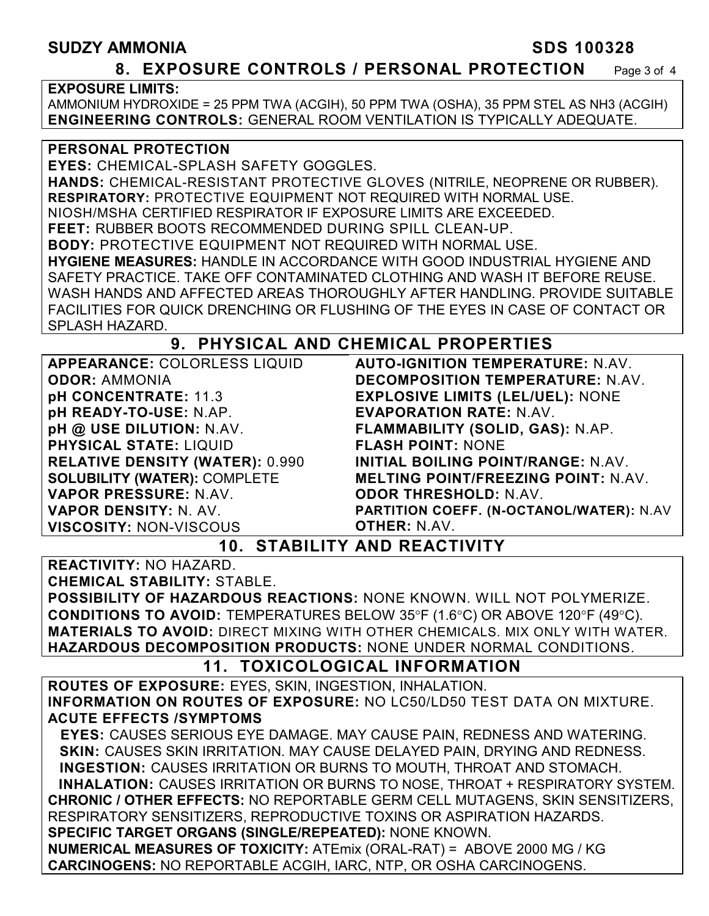## 8. EXPOSURE CONTROLS / PERSONAL PROTECTION

**EXPOSURE LIMITS:**
AMMONIUM HYDROXIDE = 25 PPM TWA (ACGIH), 50 PPM TWA (OSHA), 35 PPM STEL AS NH3 (ACGIH)
**ENGINEERING CONTROLS:** GENERAL ROOM VENTILATION IS TYPICALLY ADEQUATE.

**PERSONAL PROTECTION**
**EYES:** CHEMICAL-SPLASH SAFETY GOGGLES.
**HANDS:** CHEMICAL-RESISTANT PROTECTIVE GLOVES (NITRILE, NEOPRENE OR RUBBER).
**RESPIRATORY:** PROTECTIVE EQUIPMENT NOT REQUIRED WITH NORMAL USE.
NIOSH/MSHA CERTIFIED RESPIRATOR IF EXPOSURE LIMITS ARE EXCEEDED.
**FEET:** RUBBER BOOTS RECOMMENDED DURING SPILL CLEAN-UP.
**BODY:** PROTECTIVE EQUIPMENT NOT REQUIRED WITH NORMAL USE.
**HYGIENE MEASURES:** HANDLE IN ACCORDANCE WITH GOOD INDUSTRIAL HYGIENE AND SAFETY PRACTICE. TAKE OFF CONTAMINATED CLOTHING AND WASH IT BEFORE REUSE. WASH HANDS AND AFFECTED AREAS THOROUGHLY AFTER HANDLING. PROVIDE SUITABLE FACILITIES FOR QUICK DRENCHING OR FLUSHING OF THE EYES IN CASE OF CONTACT OR SPLASH HAZARD.

## 9. PHYSICAL AND CHEMICAL PROPERTIES

**APPEARANCE:** COLORLESS LIQUID
**ODOR:** AMMONIA
**pH CONCENTRATE:** 11.3
**pH READY-TO-USE:** N.AP.
**pH @ USE DILUTION:** N.AV.
**PHYSICAL STATE:** LIQUID
**RELATIVE DENSITY (WATER):** 0.990
**SOLUBILITY (WATER):** COMPLETE
**VAPOR PRESSURE:** N.AV.
**VAPOR DENSITY:** N. AV.
**VISCOSITY:** NON-VISCOUS
**AUTO-IGNITION TEMPERATURE:** N.AV.
**DECOMPOSITION TEMPERATURE:** N.AV.
**EXPLOSIVE LIMITS (LEL/UEL):** NONE
**EVAPORATION RATE:** N.AV.
**FLAMMABILITY (SOLID, GAS):** N.AP.
**FLASH POINT:** NONE
**INITIAL BOILING POINT/RANGE:** N.AV.
**MELTING POINT/FREEZING POINT:** N.AV.
**ODOR THRESHOLD:** N.AV.
**PARTITION COEFF. (N-OCTANOL/WATER):** N.AV
**OTHER:** N.AV.

## 10. STABILITY AND REACTIVITY

**REACTIVITY:** NO HAZARD.
**CHEMICAL STABILITY:** STABLE.
**POSSIBILITY OF HAZARDOUS REACTIONS:** NONE KNOWN. WILL NOT POLYMERIZE.
**CONDITIONS TO AVOID:** TEMPERATURES BELOW 35°F (1.6°C) OR ABOVE 120°F (49°C).
**MATERIALS TO AVOID:** DIRECT MIXING WITH OTHER CHEMICALS. MIX ONLY WITH WATER.
**HAZARDOUS DECOMPOSITION PRODUCTS:** NONE UNDER NORMAL CONDITIONS.

## 11. TOXICOLOGICAL INFORMATION

**ROUTES OF EXPOSURE:** EYES, SKIN, INGESTION, INHALATION.
**INFORMATION ON ROUTES OF EXPOSURE:** NO LC50/LD50 TEST DATA ON MIXTURE.
**ACUTE EFFECTS /SYMPTOMS**
**EYES:** CAUSES SERIOUS EYE DAMAGE. MAY CAUSE PAIN, REDNESS AND WATERING.
**SKIN:** CAUSES SKIN IRRITATION. MAY CAUSE DELAYED PAIN, DRYING AND REDNESS.
**INGESTION:** CAUSES IRRITATION OR BURNS TO MOUTH, THROAT AND STOMACH.
**INHALATION:** CAUSES IRRITATION OR BURNS TO NOSE, THROAT + RESPIRATORY SYSTEM.
**CHRONIC / OTHER EFFECTS:** NO REPORTABLE GERM CELL MUTAGENS, SKIN SENSITIZERS, RESPIRATORY SENSITIZERS, REPRODUCTIVE TOXINS OR ASPIRATION HAZARDS.
**SPECIFIC TARGET ORGANS (SINGLE/REPEATED):** NONE KNOWN.
**NUMERICAL MEASURES OF TOXICITY:** ATEmix (ORAL-RAT) = ABOVE 2000 MG / KG
**CARCINOGENS:** NO REPORTABLE ACGIH, IARC, NTP, OR OSHA CARCINOGENS.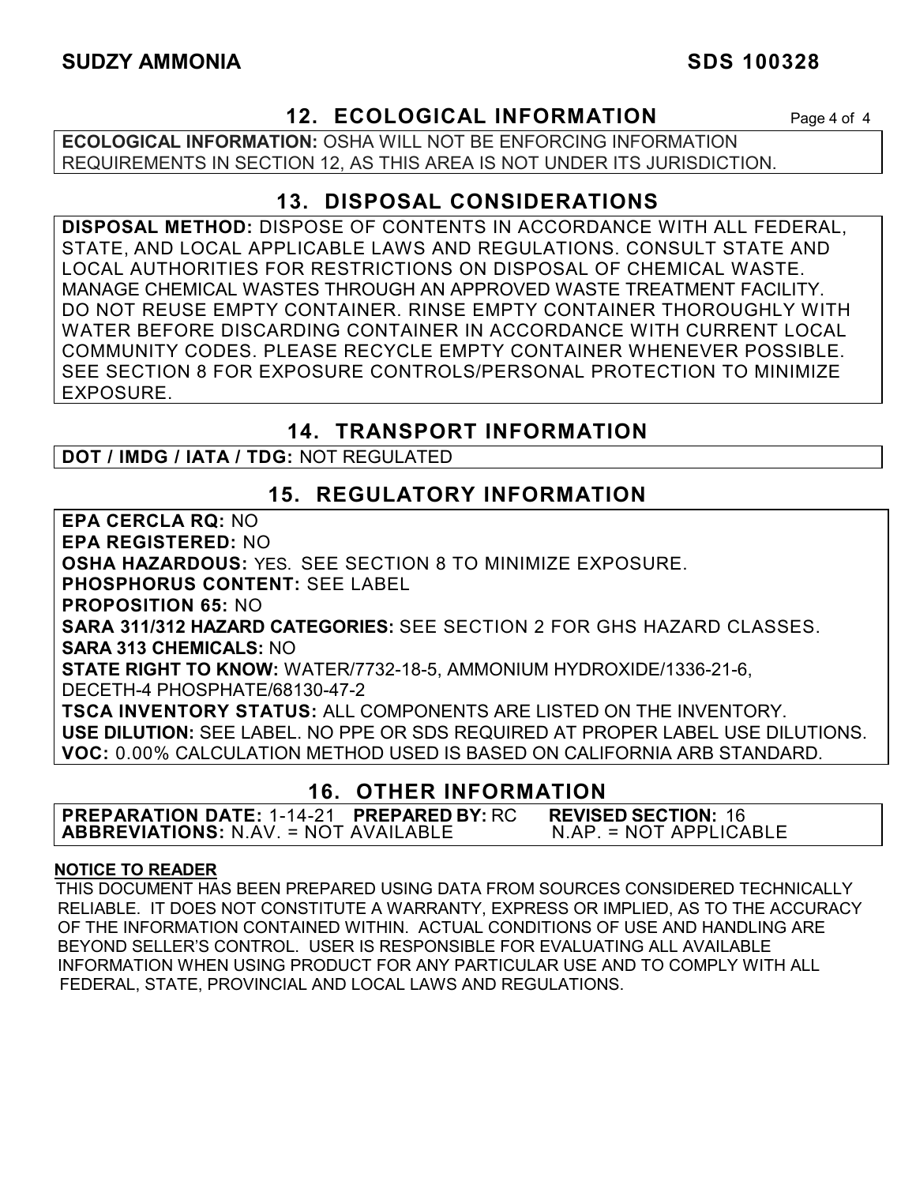## 12. ECOLOGICAL INFORMATION

**ECOLOGICAL INFORMATION:** OSHA WILL NOT BE ENFORCING INFORMATION REQUIREMENTS IN SECTION 12, AS THIS AREA IS NOT UNDER ITS JURISDICTION.

## 13. DISPOSAL CONSIDERATIONS

**DISPOSAL METHOD:** DISPOSE OF CONTENTS IN ACCORDANCE WITH ALL FEDERAL, STATE, AND LOCAL APPLICABLE LAWS AND REGULATIONS. CONSULT STATE AND LOCAL AUTHORITIES FOR RESTRICTIONS ON DISPOSAL OF CHEMICAL WASTE. MANAGE CHEMICAL WASTES THROUGH AN APPROVED WASTE TREATMENT FACILITY. DO NOT REUSE EMPTY CONTAINER. RINSE EMPTY CONTAINER THOROUGHLY WITH WATER BEFORE DISCARDING CONTAINER IN ACCORDANCE WITH CURRENT LOCAL COMMUNITY CODES. PLEASE RECYCLE EMPTY CONTAINER WHENEVER POSSIBLE. SEE SECTION 8 FOR EXPOSURE CONTROLS/PERSONAL PROTECTION TO MINIMIZE EXPOSURE.

## 14. TRANSPORT INFORMATION

**DOT / IMDG / IATA / TDG:** NOT REGULATED

## 15. REGULATORY INFORMATION

**EPA CERCLA RQ:** NO
**EPA REGISTERED:** NO
**OSHA HAZARDOUS:** YES. SEE SECTION 8 TO MINIMIZE EXPOSURE.
**PHOSPHORUS CONTENT:** SEE LABEL
**PROPOSITION 65:** NO
**SARA 311/312 HAZARD CATEGORIES:** SEE SECTION 2 FOR GHS HAZARD CLASSES.
**SARA 313 CHEMICALS:** NO
**STATE RIGHT TO KNOW:** WATER/7732-18-5, AMMONIUM HYDROXIDE/1336-21-6, DECETH-4 PHOSPHATE/68130-47-2
**TSCA INVENTORY STATUS:** ALL COMPONENTS ARE LISTED ON THE INVENTORY.
**USE DILUTION:** SEE LABEL. NO PPE OR SDS REQUIRED AT PROPER LABEL USE DILUTIONS.
**VOC:** 0.00% CALCULATION METHOD USED IS BASED ON CALIFORNIA ARB STANDARD.

## 16. OTHER INFORMATION

**PREPARATION DATE:** 1-14-21 **PREPARED BY:** RC **REVISED SECTION:** 16
**ABBREVIATIONS:** N.AV. = NOT AVAILABLE N.AP. = NOT APPLICABLE

**NOTICE TO READER**

THIS DOCUMENT HAS BEEN PREPARED USING DATA FROM SOURCES CONSIDERED TECHNICALLY RELIABLE. IT DOES NOT CONSTITUTE A WARRANTY, EXPRESS OR IMPLIED, AS TO THE ACCURACY OF THE INFORMATION CONTAINED WITHIN. ACTUAL CONDITIONS OF USE AND HANDLING ARE BEYOND SELLER'S CONTROL. USER IS RESPONSIBLE FOR EVALUATING ALL AVAILABLE INFORMATION WHEN USING PRODUCT FOR ANY PARTICULAR USE AND TO COMPLY WITH ALL FEDERAL, STATE, PROVINCIAL AND LOCAL LAWS AND REGULATIONS.